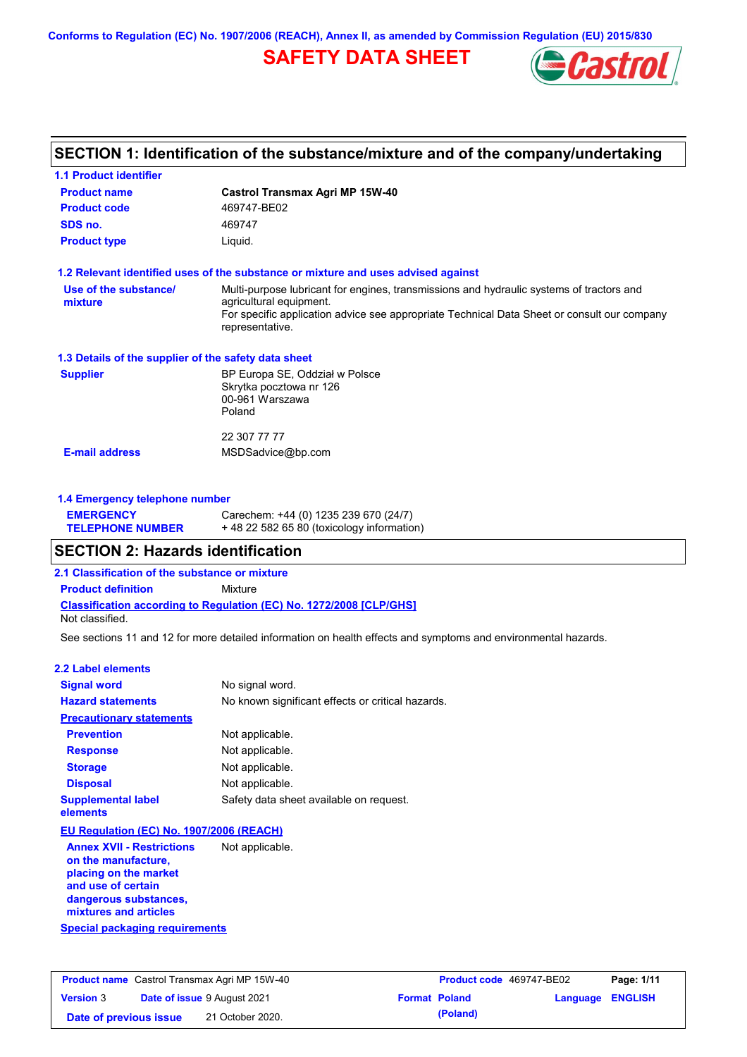Conforms to Regulation (EC) No. 1907/2006 (REACH), Annex II, as amended by Commission Regulation (EU) 2015/830

# SAFETY DATA SHEET

## SECTION 1: Identification of the substance/mixture and of the company/undertaking

### 1.1 Product identifier

**Product name** Castrol Transmax Agri MP 15W-40

**Product code** 469747-BE02

**SDS no.** 469747

**Product type** Liquid.

### 1.2 Relevant identified uses of the substance or mixture and uses advised against

**Use of the substance/ mixture** Multi-purpose lubricant for engines, transmissions and hydraulic systems of tractors and agricultural equipment.
For specific application advice see appropriate Technical Data Sheet or consult our company representative.

### 1.3 Details of the supplier of the safety data sheet

**Supplier**
BP Europa SE, Oddział w Polsce
Skrytka pocztowa nr 126
00-961 Warszawa
Poland

22 307 77 77

**E-mail address** MSDSadvice@bp.com

### 1.4 Emergency telephone number

**EMERGENCY TELEPHONE NUMBER**
Carechem: +44 (0) 1235 239 670 (24/7)
+ 48 22 582 65 80 (toxicology information)

## SECTION 2: Hazards identification

### 2.1 Classification of the substance or mixture

**Product definition** Mixture

**Classification according to Regulation (EC) No. 1272/2008 [CLP/GHS]**

Not classified.

See sections 11 and 12 for more detailed information on health effects and symptoms and environmental hazards.

### 2.2 Label elements

**Signal word** No signal word.

**Hazard statements** No known significant effects or critical hazards.

**Precautionary statements**

**Prevention** Not applicable.

**Response** Not applicable.

**Storage** Not applicable.

**Disposal** Not applicable.

**Supplemental label elements** Safety data sheet available on request.

**EU Regulation (EC) No. 1907/2006 (REACH)**

**Annex XVII - Restrictions on the manufacture, placing on the market and use of certain dangerous substances, mixtures and articles** Not applicable.

**Special packaging requirements**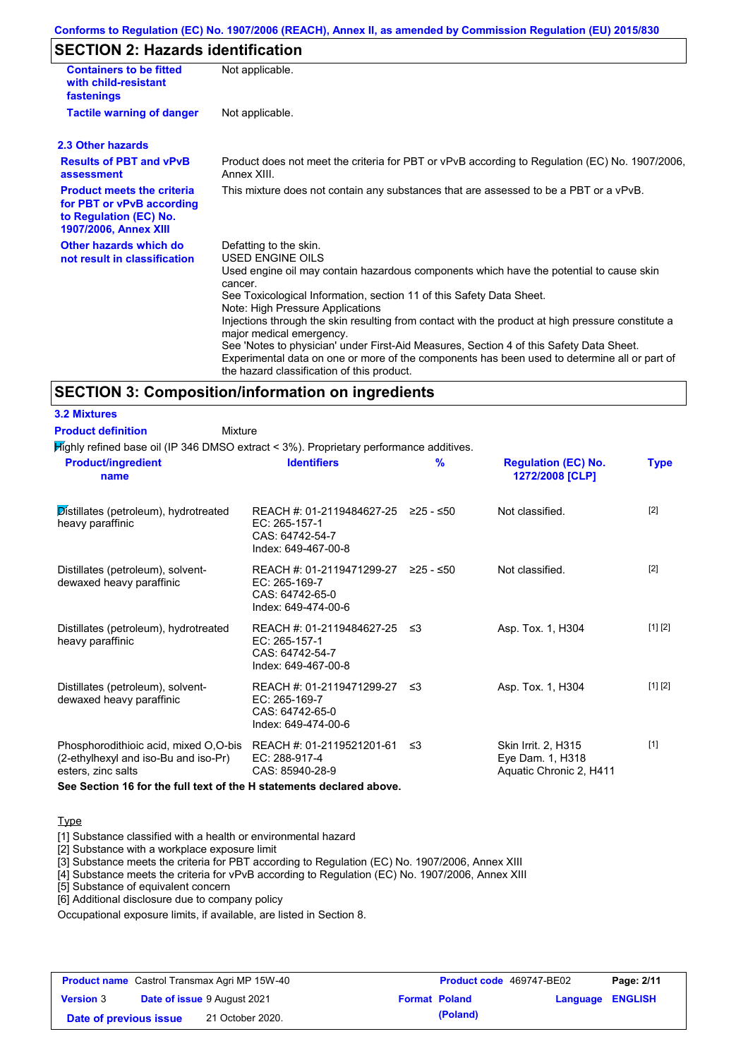## SECTION 2: Hazards identification

| | |
|---|---|
| **Containers to be fitted with child-resistant fastenings** | Not applicable. |
| **Tactile warning of danger** | Not applicable. |

### 2.3 Other hazards

| | |
|---|---|
| **Results of PBT and vPvB assessment** | Product does not meet the criteria for PBT or vPvB according to Regulation (EC) No. 1907/2006, Annex XIII. |
| **Product meets the criteria for PBT or vPvB according to Regulation (EC) No. 1907/2006, Annex XIII** | This mixture does not contain any substances that are assessed to be a PBT or a vPvB. |
| **Other hazards which do not result in classification** | Defatting to the skin.<br>USED ENGINE OILS<br>Used engine oil may contain hazardous components which have the potential to cause skin cancer.<br>See Toxicological Information, section 11 of this Safety Data Sheet.<br>Note: High Pressure Applications<br>Injections through the skin resulting from contact with the product at high pressure constitute a major medical emergency.<br>See 'Notes to physician' under First-Aid Measures, Section 4 of this Safety Data Sheet.<br>Experimental data on one or more of the components has been used to determine all or part of the hazard classification of this product. |

## SECTION 3: Composition/information on ingredients

### 3.2 Mixtures

**Product definition** Mixture

Highly refined base oil (IP 346 DMSO extract < 3%). Proprietary performance additives.

| Product/ingredient name | Identifiers | % | Regulation (EC) No. 1272/2008 [CLP] | Type |
|---|---|---|---|---|
| Distillates (petroleum), hydrotreated heavy paraffinic | REACH #: 01-2119484627-25<br>EC: 265-157-1<br>CAS: 64742-54-7<br>Index: 649-467-00-8 | ≥25 - ≤50 | Not classified. | [2] |
| Distillates (petroleum), solvent-dewaxed heavy paraffinic | REACH #: 01-2119471299-27<br>EC: 265-169-7<br>CAS: 64742-65-0<br>Index: 649-474-00-6 | ≥25 - ≤50 | Not classified. | [2] |
| Distillates (petroleum), hydrotreated heavy paraffinic | REACH #: 01-2119484627-25<br>EC: 265-157-1<br>CAS: 64742-54-7<br>Index: 649-467-00-8 | ≤3 | Asp. Tox. 1, H304 | [1] [2] |
| Distillates (petroleum), solvent-dewaxed heavy paraffinic | REACH #: 01-2119471299-27<br>EC: 265-169-7<br>CAS: 64742-65-0<br>Index: 649-474-00-6 | ≤3 | Asp. Tox. 1, H304 | [1] [2] |
| Phosphorodithioic acid, mixed O,O-bis (2-ethylhexyl and iso-Bu and iso-Pr) esters, zinc salts | REACH #: 01-2119521201-61<br>EC: 288-917-4<br>CAS: 85940-28-9 | ≤3 | Skin Irrit. 2, H315<br>Eye Dam. 1, H318<br>Aquatic Chronic 2, H411 | [1] |

**See Section 16 for the full text of the H statements declared above.**

Type

[1] Substance classified with a health or environmental hazard
[2] Substance with a workplace exposure limit
[3] Substance meets the criteria for PBT according to Regulation (EC) No. 1907/2006, Annex XIII
[4] Substance meets the criteria for vPvB according to Regulation (EC) No. 1907/2006, Annex XIII
[5] Substance of equivalent concern
[6] Additional disclosure due to company policy

Occupational exposure limits, if available, are listed in Section 8.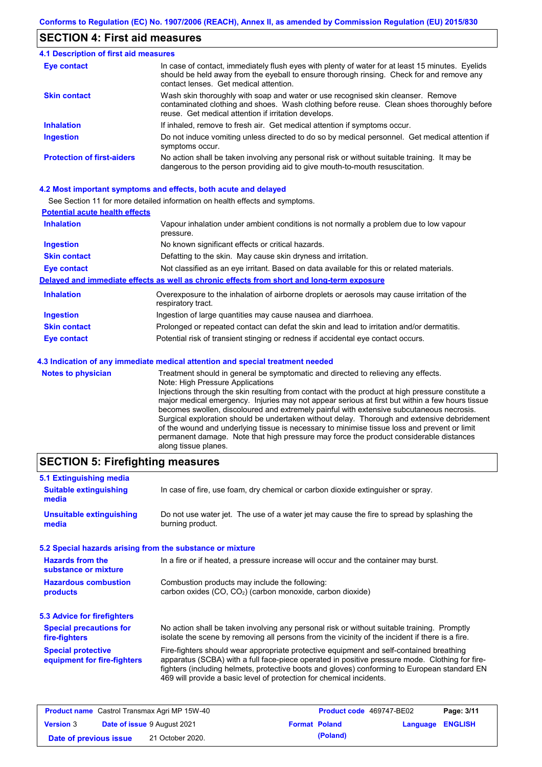## SECTION 4: First aid measures

### 4.1 Description of first aid measures

| | |
|---|---|
| **Eye contact** | In case of contact, immediately flush eyes with plenty of water for at least 15 minutes. Eyelids should be held away from the eyeball to ensure thorough rinsing. Check for and remove any contact lenses. Get medical attention. |
| **Skin contact** | Wash skin thoroughly with soap and water or use recognised skin cleanser. Remove contaminated clothing and shoes. Wash clothing before reuse. Clean shoes thoroughly before reuse. Get medical attention if irritation develops. |
| **Inhalation** | If inhaled, remove to fresh air. Get medical attention if symptoms occur. |
| **Ingestion** | Do not induce vomiting unless directed to do so by medical personnel. Get medical attention if symptoms occur. |
| **Protection of first-aiders** | No action shall be taken involving any personal risk or without suitable training. It may be dangerous to the person providing aid to give mouth-to-mouth resuscitation. |

### 4.2 Most important symptoms and effects, both acute and delayed

See Section 11 for more detailed information on health effects and symptoms.

**Potential acute health effects**

| | |
|---|---|
| **Inhalation** | Vapour inhalation under ambient conditions is not normally a problem due to low vapour pressure. |
| **Ingestion** | No known significant effects or critical hazards. |
| **Skin contact** | Defatting to the skin. May cause skin dryness and irritation. |
| **Eye contact** | Not classified as an eye irritant. Based on data available for this or related materials. |

**Delayed and immediate effects as well as chronic effects from short and long-term exposure**

| | |
|---|---|
| **Inhalation** | Overexposure to the inhalation of airborne droplets or aerosols may cause irritation of the respiratory tract. |
| **Ingestion** | Ingestion of large quantities may cause nausea and diarrhoea. |
| **Skin contact** | Prolonged or repeated contact can defat the skin and lead to irritation and/or dermatitis. |
| **Eye contact** | Potential risk of transient stinging or redness if accidental eye contact occurs. |

### 4.3 Indication of any immediate medical attention and special treatment needed

| | |
|---|---|
| **Notes to physician** | Treatment should in general be symptomatic and directed to relieving any effects. Note: High Pressure Applications Injections through the skin resulting from contact with the product at high pressure constitute a major medical emergency. Injuries may not appear serious at first but within a few hours tissue becomes swollen, discoloured and extremely painful with extensive subcutaneous necrosis. Surgical exploration should be undertaken without delay. Thorough and extensive debridement of the wound and underlying tissue is necessary to minimise tissue loss and prevent or limit permanent damage. Note that high pressure may force the product considerable distances along tissue planes. |

## SECTION 5: Firefighting measures

### 5.1 Extinguishing media

| | |
|---|---|
| **Suitable extinguishing media** | In case of fire, use foam, dry chemical or carbon dioxide extinguisher or spray. |
| **Unsuitable extinguishing media** | Do not use water jet. The use of a water jet may cause the fire to spread by splashing the burning product. |

### 5.2 Special hazards arising from the substance or mixture

| | |
|---|---|
| **Hazards from the substance or mixture** | In a fire or if heated, a pressure increase will occur and the container may burst. |
| **Hazardous combustion products** | Combustion products may include the following: carbon oxides (CO, $CO_2$) (carbon monoxide, carbon dioxide) |

### 5.3 Advice for firefighters

| | |
|---|---|
| **Special precautions for fire-fighters** | No action shall be taken involving any personal risk or without suitable training. Promptly isolate the scene by removing all persons from the vicinity of the incident if there is a fire. |
| **Special protective equipment for fire-fighters** | Fire-fighters should wear appropriate protective equipment and self-contained breathing apparatus (SCBA) with a full face-piece operated in positive pressure mode. Clothing for fire-fighters (including helmets, protective boots and gloves) conforming to European standard EN 469 will provide a basic level of protection for chemical incidents. |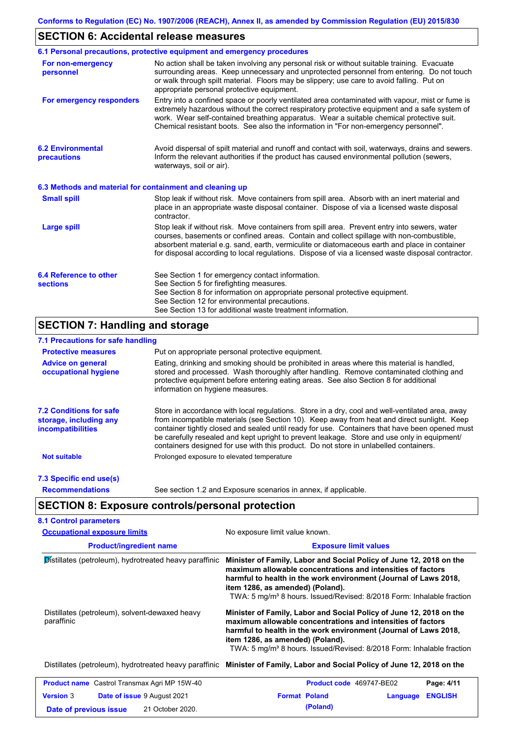## SECTION 6: Accidental release measures

### 6.1 Personal precautions, protective equipment and emergency procedures

**For non-emergency personnel**

No action shall be taken involving any personal risk or without suitable training. Evacuate surrounding areas. Keep unnecessary and unprotected personnel from entering. Do not touch or walk through spilt material. Floors may be slippery; use care to avoid falling. Put on appropriate personal protective equipment.

**For emergency responders**

Entry into a confined space or poorly ventilated area contaminated with vapour, mist or fume is extremely hazardous without the correct respiratory protective equipment and a safe system of work. Wear self-contained breathing apparatus. Wear a suitable chemical protective suit. Chemical resistant boots. See also the information in "For non-emergency personnel".

### 6.2 Environmental precautions

Avoid dispersal of spilt material and runoff and contact with soil, waterways, drains and sewers. Inform the relevant authorities if the product has caused environmental pollution (sewers, waterways, soil or air).

### 6.3 Methods and material for containment and cleaning up

**Small spill**

Stop leak if without risk. Move containers from spill area. Absorb with an inert material and place in an appropriate waste disposal container. Dispose of via a licensed waste disposal contractor.

**Large spill**

Stop leak if without risk. Move containers from spill area. Prevent entry into sewers, water courses, basements or confined areas. Contain and collect spillage with non-combustible, absorbent material e.g. sand, earth, vermiculite or diatomaceous earth and place in container for disposal according to local regulations. Dispose of via a licensed waste disposal contractor.

### 6.4 Reference to other sections

See Section 1 for emergency contact information.
See Section 5 for firefighting measures.
See Section 8 for information on appropriate personal protective equipment.
See Section 12 for environmental precautions.
See Section 13 for additional waste treatment information.

## SECTION 7: Handling and storage

### 7.1 Precautions for safe handling

**Protective measures**

Put on appropriate personal protective equipment.

**Advice on general occupational hygiene**

Eating, drinking and smoking should be prohibited in areas where this material is handled, stored and processed. Wash thoroughly after handling. Remove contaminated clothing and protective equipment before entering eating areas. See also Section 8 for additional information on hygiene measures.

### 7.2 Conditions for safe storage, including any incompatibilities

Store in accordance with local regulations. Store in a dry, cool and well-ventilated area, away from incompatible materials (see Section 10). Keep away from heat and direct sunlight. Keep container tightly closed and sealed until ready for use. Containers that have been opened must be carefully resealed and kept upright to prevent leakage. Store and use only in equipment/ containers designed for use with this product. Do not store in unlabelled containers.

**Not suitable**

Prolonged exposure to elevated temperature

### 7.3 Specific end use(s)

**Recommendations**

See section 1.2 and Exposure scenarios in annex, if applicable.

## SECTION 8: Exposure controls/personal protection

### 8.1 Control parameters

**Occupational exposure limits**

No exposure limit value known.

| Product/ingredient name | Exposure limit values |
|---|---|
| Distillates (petroleum), hydrotreated heavy paraffinic | **Minister of Family, Labor and Social Policy of June 12, 2018 on the maximum allowable concentrations and intensities of factors harmful to health in the work environment (Journal of Laws 2018, item 1286, as amended) (Poland).** TWA: 5 mg/m³ 8 hours. Issued/Revised: 8/2018 Form: Inhalable fraction |
| Distillates (petroleum), solvent-dewaxed heavy paraffinic | **Minister of Family, Labor and Social Policy of June 12, 2018 on the maximum allowable concentrations and intensities of factors harmful to health in the work environment (Journal of Laws 2018, item 1286, as amended) (Poland).** TWA: 5 mg/m³ 8 hours. Issued/Revised: 8/2018 Form: Inhalable fraction |
| Distillates (petroleum), hydrotreated heavy paraffinic | **Minister of Family, Labor and Social Policy of June 12, 2018 on the** |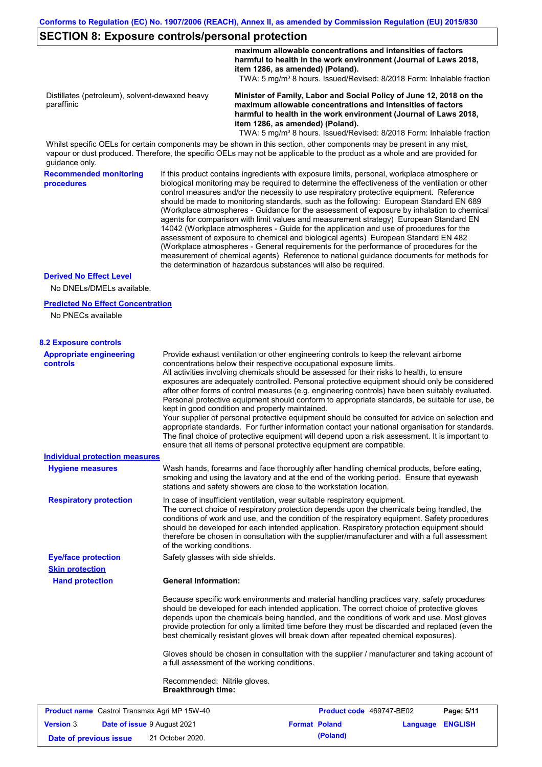## SECTION 8: Exposure controls/personal protection

| | |
|---|---|
| | **maximum allowable concentrations and intensities of factors harmful to health in the work environment (Journal of Laws 2018, item 1286, as amended) (Poland).** TWA: 5 mg/m³ 8 hours. Issued/Revised: 8/2018 Form: Inhalable fraction |
| Distillates (petroleum), solvent-dewaxed heavy paraffinic | **Minister of Family, Labor and Social Policy of June 12, 2018 on the maximum allowable concentrations and intensities of factors harmful to health in the work environment (Journal of Laws 2018, item 1286, as amended) (Poland).** TWA: 5 mg/m³ 8 hours. Issued/Revised: 8/2018 Form: Inhalable fraction |

Whilst specific OELs for certain components may be shown in this section, other components may be present in any mist, vapour or dust produced. Therefore, the specific OELs may not be applicable to the product as a whole and are provided for guidance only.

**Recommended monitoring procedures**

If this product contains ingredients with exposure limits, personal, workplace atmosphere or biological monitoring may be required to determine the effectiveness of the ventilation or other control measures and/or the necessity to use respiratory protective equipment. Reference should be made to monitoring standards, such as the following: European Standard EN 689 (Workplace atmospheres - Guidance for the assessment of exposure by inhalation to chemical agents for comparison with limit values and measurement strategy) European Standard EN 14042 (Workplace atmospheres - Guide for the application and use of procedures for the assessment of exposure to chemical and biological agents) European Standard EN 482 (Workplace atmospheres - General requirements for the performance of procedures for the measurement of chemical agents) Reference to national guidance documents for methods for the determination of hazardous substances will also be required.

**Derived No Effect Level**

No DNELs/DMELs available.

**Predicted No Effect Concentration**

No PNECs available

### 8.2 Exposure controls

**Appropriate engineering controls**

Provide exhaust ventilation or other engineering controls to keep the relevant airborne concentrations below their respective occupational exposure limits.
All activities involving chemicals should be assessed for their risks to health, to ensure exposures are adequately controlled. Personal protective equipment should only be considered after other forms of control measures (e.g. engineering controls) have been suitably evaluated. Personal protective equipment should conform to appropriate standards, be suitable for use, be kept in good condition and properly maintained.
Your supplier of personal protective equipment should be consulted for advice on selection and appropriate standards. For further information contact your national organisation for standards.
The final choice of protective equipment will depend upon a risk assessment. It is important to ensure that all items of personal protective equipment are compatible.

**Individual protection measures**

**Hygiene measures**

Wash hands, forearms and face thoroughly after handling chemical products, before eating, smoking and using the lavatory and at the end of the working period. Ensure that eyewash stations and safety showers are close to the workstation location.

**Respiratory protection**

In case of insufficient ventilation, wear suitable respiratory equipment.
The correct choice of respiratory protection depends upon the chemicals being handled, the conditions of work and use, and the condition of the respiratory equipment. Safety procedures should be developed for each intended application. Respiratory protection equipment should therefore be chosen in consultation with the supplier/manufacturer and with a full assessment of the working conditions.

**Eye/face protection**

Safety glasses with side shields.

**Skin protection**

**Hand protection**

**General Information:**

Because specific work environments and material handling practices vary, safety procedures should be developed for each intended application. The correct choice of protective gloves depends upon the chemicals being handled, and the conditions of work and use. Most gloves provide protection for only a limited time before they must be discarded and replaced (even the best chemically resistant gloves will break down after repeated chemical exposures).

Gloves should be chosen in consultation with the supplier / manufacturer and taking account of a full assessment of the working conditions.

Recommended: Nitrile gloves.
**Breakthrough time:**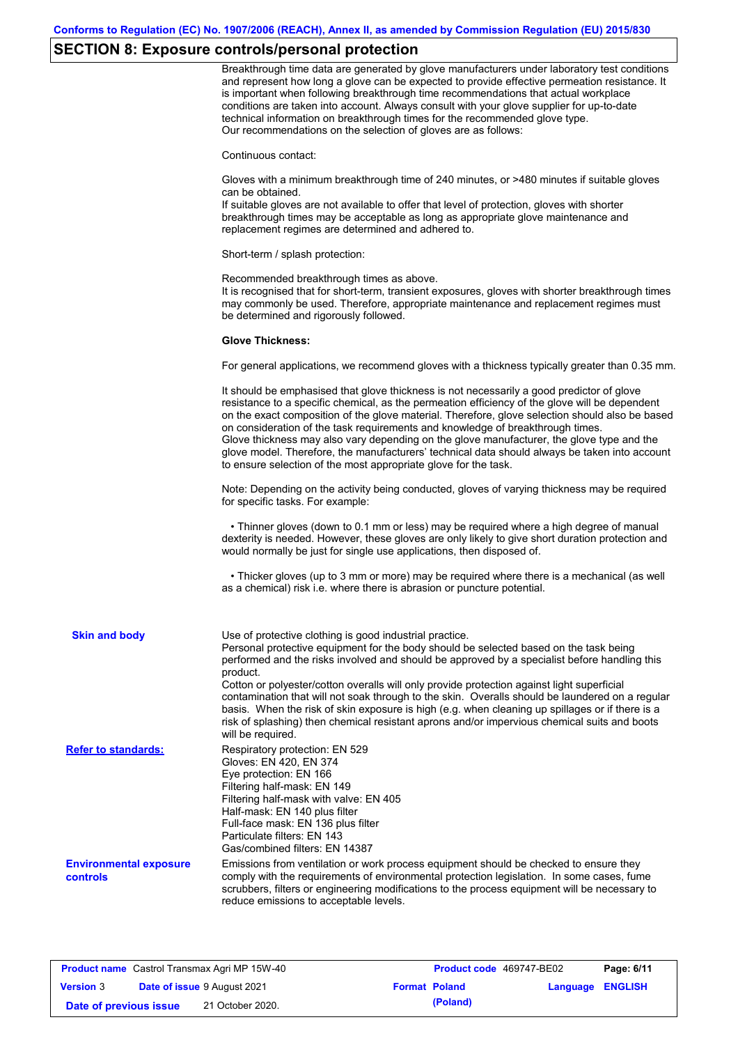## SECTION 8: Exposure controls/personal protection

Breakthrough time data are generated by glove manufacturers under laboratory test conditions and represent how long a glove can be expected to provide effective permeation resistance. It is important when following breakthrough time recommendations that actual workplace conditions are taken into account. Always consult with your glove supplier for up-to-date technical information on breakthrough times for the recommended glove type.
Our recommendations on the selection of gloves are as follows:

Continuous contact:

Gloves with a minimum breakthrough time of 240 minutes, or >480 minutes if suitable gloves can be obtained.
If suitable gloves are not available to offer that level of protection, gloves with shorter breakthrough times may be acceptable as long as appropriate glove maintenance and replacement regimes are determined and adhered to.

Short-term / splash protection:

Recommended breakthrough times as above.
It is recognised that for short-term, transient exposures, gloves with shorter breakthrough times may commonly be used. Therefore, appropriate maintenance and replacement regimes must be determined and rigorously followed.

**Glove Thickness:**

For general applications, we recommend gloves with a thickness typically greater than 0.35 mm.

It should be emphasised that glove thickness is not necessarily a good predictor of glove resistance to a specific chemical, as the permeation efficiency of the glove will be dependent on the exact composition of the glove material. Therefore, glove selection should also be based on consideration of the task requirements and knowledge of breakthrough times.
Glove thickness may also vary depending on the glove manufacturer, the glove type and the glove model. Therefore, the manufacturers' technical data should always be taken into account to ensure selection of the most appropriate glove for the task.

Note: Depending on the activity being conducted, gloves of varying thickness may be required for specific tasks. For example:

- Thinner gloves (down to 0.1 mm or less) may be required where a high degree of manual dexterity is needed. However, these gloves are only likely to give short duration protection and would normally be just for single use applications, then disposed of.

- Thicker gloves (up to 3 mm or more) may be required where there is a mechanical (as well as a chemical) risk i.e. where there is abrasion or puncture potential.

**Skin and body**

Use of protective clothing is good industrial practice.
Personal protective equipment for the body should be selected based on the task being performed and the risks involved and should be approved by a specialist before handling this product.
Cotton or polyester/cotton overalls will only provide protection against light superficial contamination that will not soak through to the skin. Overalls should be laundered on a regular basis. When the risk of skin exposure is high (e.g. when cleaning up spillages or if there is a risk of splashing) then chemical resistant aprons and/or impervious chemical suits and boots will be required.

**Refer to standards:**

Respiratory protection: EN 529
Gloves: EN 420, EN 374
Eye protection: EN 166
Filtering half-mask: EN 149
Filtering half-mask with valve: EN 405
Half-mask: EN 140 plus filter
Full-face mask: EN 136 plus filter
Particulate filters: EN 143
Gas/combined filters: EN 14387

**Environmental exposure controls**

Emissions from ventilation or work process equipment should be checked to ensure they comply with the requirements of environmental protection legislation. In some cases, fume scrubbers, filters or engineering modifications to the process equipment will be necessary to reduce emissions to acceptable levels.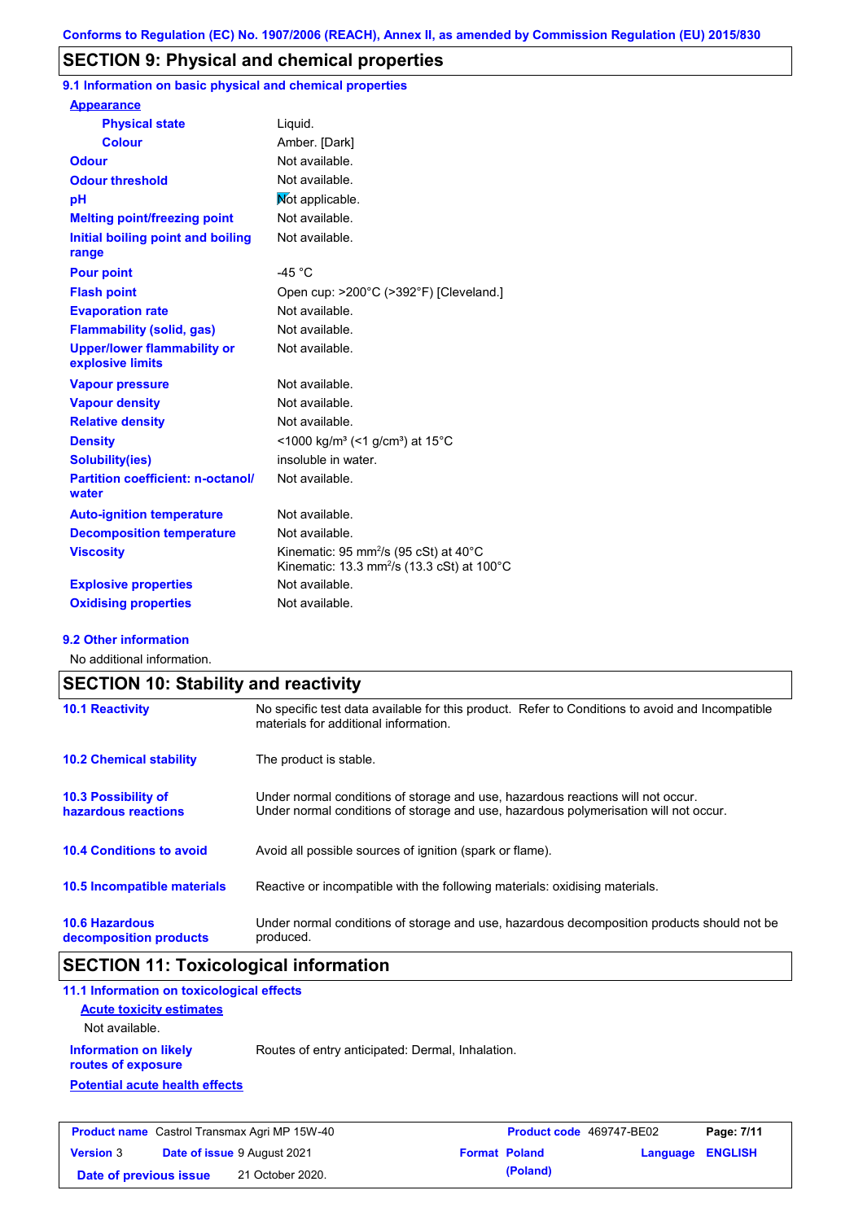Conforms to Regulation (EC) No. 1907/2006 (REACH), Annex II, as amended by Commission Regulation (EU) 2015/830

## SECTION 9: Physical and chemical properties

### 9.1 Information on basic physical and chemical properties

| Property | Value |
|---|---|
| **Appearance** | |
| Physical state | Liquid. |
| Colour | Amber. [Dark] |
| Odour | Not available. |
| Odour threshold | Not available. |
| pH | Not applicable. |
| Melting point/freezing point | Not available. |
| Initial boiling point and boiling range | Not available. |
| Pour point | -45 °C |
| Flash point | Open cup: >200°C (>392°F) [Cleveland.] |
| Evaporation rate | Not available. |
| Flammability (solid, gas) | Not available. |
| Upper/lower flammability or explosive limits | Not available. |
| Vapour pressure | Not available. |
| Vapour density | Not available. |
| Relative density | Not available. |
| Density | <1000 kg/m³ (<1 g/cm³) at 15°C |
| Solubility(ies) | insoluble in water. |
| Partition coefficient: n-octanol/water | Not available. |
| Auto-ignition temperature | Not available. |
| Decomposition temperature | Not available. |
| Viscosity | Kinematic: 95 mm²/s (95 cSt) at 40°C<br>Kinematic: 13.3 mm²/s (13.3 cSt) at 100°C |
| Explosive properties | Not available. |
| Oxidising properties | Not available. |

### 9.2 Other information

No additional information.

## SECTION 10: Stability and reactivity

| | |
|---|---|
| **10.1 Reactivity** | No specific test data available for this product. Refer to Conditions to avoid and Incompatible materials for additional information. |
| **10.2 Chemical stability** | The product is stable. |
| **10.3 Possibility of hazardous reactions** | Under normal conditions of storage and use, hazardous reactions will not occur.<br>Under normal conditions of storage and use, hazardous polymerisation will not occur. |
| **10.4 Conditions to avoid** | Avoid all possible sources of ignition (spark or flame). |
| **10.5 Incompatible materials** | Reactive or incompatible with the following materials: oxidising materials. |
| **10.6 Hazardous decomposition products** | Under normal conditions of storage and use, hazardous decomposition products should not be produced. |

## SECTION 11: Toxicological information

### 11.1 Information on toxicological effects

**Acute toxicity estimates**

Not available.

**Information on likely routes of exposure**: Routes of entry anticipated: Dermal, Inhalation.

**Potential acute health effects**

| Product name | Castrol Transmax Agri MP 15W-40 | Product code | 469747-BE02 |
|---|---|---|---|
| Version | 3 | Date of issue | 9 August 2021 |
| Format | Poland (Poland) | Language | ENGLISH |
| Date of previous issue | 21 October 2020. | | |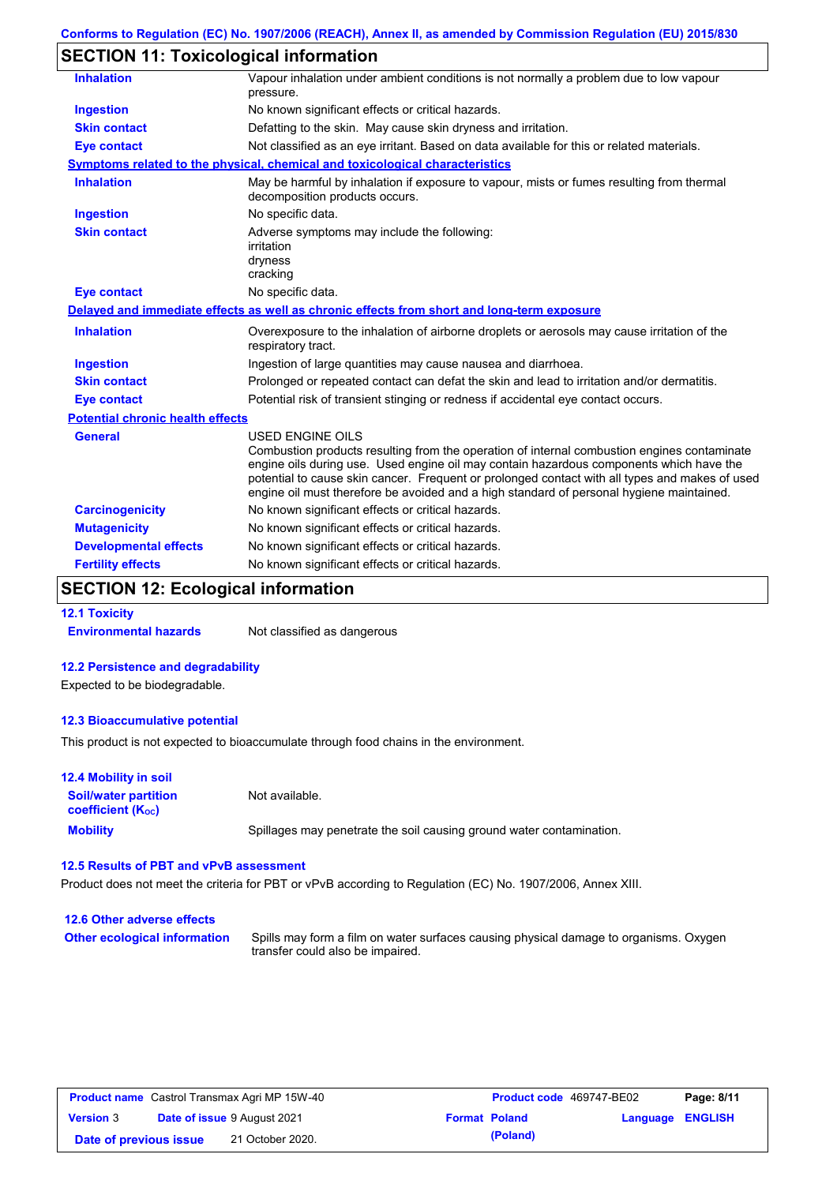## SECTION 11: Toxicological information

| | |
|---|---|
| **Inhalation** | Vapour inhalation under ambient conditions is not normally a problem due to low vapour pressure. |
| **Ingestion** | No known significant effects or critical hazards. |
| **Skin contact** | Defatting to the skin. May cause skin dryness and irritation. |
| **Eye contact** | Not classified as an eye irritant. Based on data available for this or related materials. |

**Symptoms related to the physical, chemical and toxicological characteristics**

| | |
|---|---|
| **Inhalation** | May be harmful by inhalation if exposure to vapour, mists or fumes resulting from thermal decomposition products occurs. |
| **Ingestion** | No specific data. |
| **Skin contact** | Adverse symptoms may include the following:<br>irritation<br>dryness<br>cracking |
| **Eye contact** | No specific data. |

**Delayed and immediate effects as well as chronic effects from short and long-term exposure**

| | |
|---|---|
| **Inhalation** | Overexposure to the inhalation of airborne droplets or aerosols may cause irritation of the respiratory tract. |
| **Ingestion** | Ingestion of large quantities may cause nausea and diarrhoea. |
| **Skin contact** | Prolonged or repeated contact can defat the skin and lead to irritation and/or dermatitis. |
| **Eye contact** | Potential risk of transient stinging or redness if accidental eye contact occurs. |

**Potential chronic health effects**

| | |
|---|---|
| **General** | USED ENGINE OILS<br>Combustion products resulting from the operation of internal combustion engines contaminate engine oils during use. Used engine oil may contain hazardous components which have the potential to cause skin cancer. Frequent or prolonged contact with all types and makes of used engine oil must therefore be avoided and a high standard of personal hygiene maintained. |
| **Carcinogenicity** | No known significant effects or critical hazards. |
| **Mutagenicity** | No known significant effects or critical hazards. |
| **Developmental effects** | No known significant effects or critical hazards. |
| **Fertility effects** | No known significant effects or critical hazards. |

## SECTION 12: Ecological information

### 12.1 Toxicity

**Environmental hazards** Not classified as dangerous

### 12.2 Persistence and degradability

Expected to be biodegradable.

### 12.3 Bioaccumulative potential

This product is not expected to bioaccumulate through food chains in the environment.

### 12.4 Mobility in soil

| | |
|---|---|
| **Soil/water partition coefficient ($K_{OC}$)** | Not available. |
| **Mobility** | Spillages may penetrate the soil causing ground water contamination. |

### 12.5 Results of PBT and vPvB assessment

Product does not meet the criteria for PBT or vPvB according to Regulation (EC) No. 1907/2006, Annex XIII.

### 12.6 Other adverse effects

**Other ecological information** Spills may form a film on water surfaces causing physical damage to organisms. Oxygen transfer could also be impaired.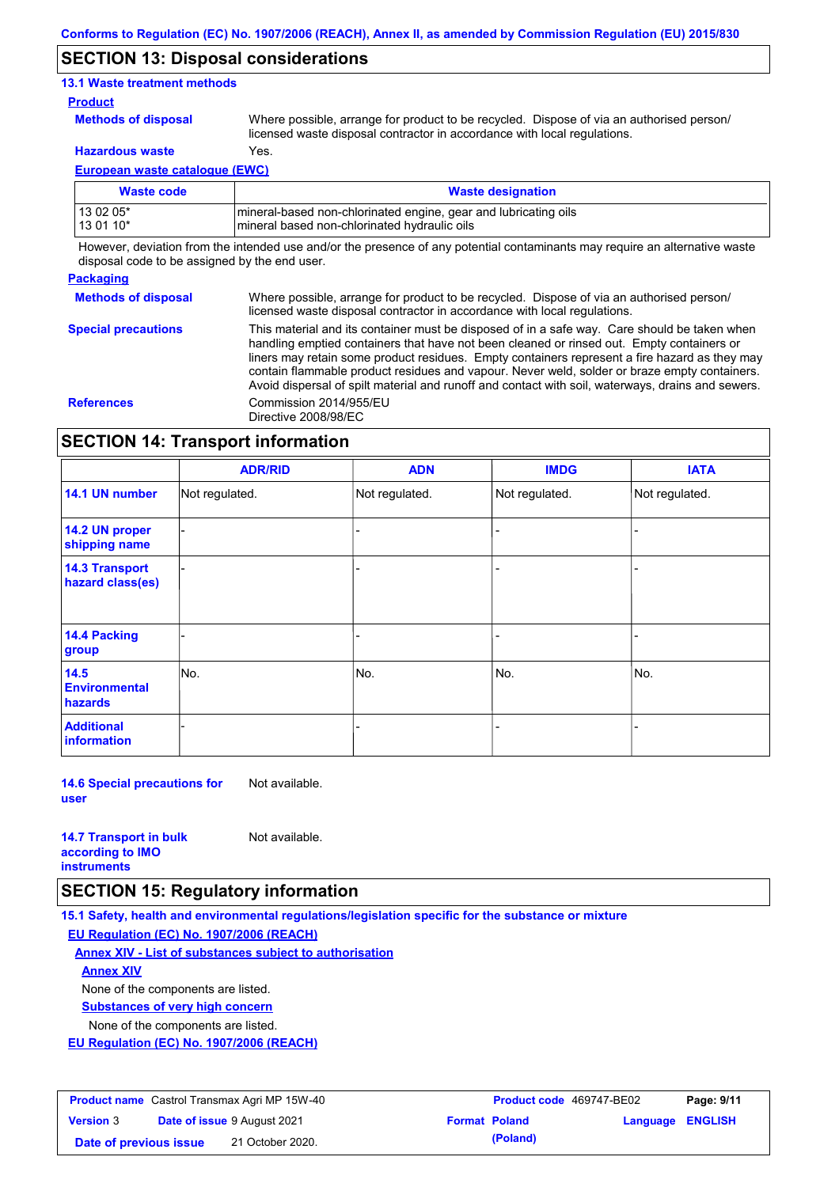## SECTION 13: Disposal considerations

### 13.1 Waste treatment methods

**Product**

**Methods of disposal**: Where possible, arrange for product to be recycled. Dispose of via an authorised person/ licensed waste disposal contractor in accordance with local regulations.

**Hazardous waste**: Yes.

**European waste catalogue (EWC)**

| Waste code | Waste designation |
|---|---|
| 13 02 05*<br>13 01 10* | mineral-based non-chlorinated engine, gear and lubricating oils<br>mineral based non-chlorinated hydraulic oils |

However, deviation from the intended use and/or the presence of any potential contaminants may require an alternative waste disposal code to be assigned by the end user.

**Packaging**

**Methods of disposal**: Where possible, arrange for product to be recycled. Dispose of via an authorised person/ licensed waste disposal contractor in accordance with local regulations.

**Special precautions**: This material and its container must be disposed of in a safe way. Care should be taken when handling emptied containers that have not been cleaned or rinsed out. Empty containers or liners may retain some product residues. Empty containers represent a fire hazard as they may contain flammable product residues and vapour. Never weld, solder or braze empty containers. Avoid dispersal of spilt material and runoff and contact with soil, waterways, drains and sewers.

**References**: Commission 2014/955/EU
Directive 2008/98/EC

## SECTION 14: Transport information

| | ADR/RID | ADN | IMDG | IATA |
|---|---|---|---|---|
| 14.1 UN number | Not regulated. | Not regulated. | Not regulated. | Not regulated. |
| 14.2 UN proper shipping name | - | - | - | - |
| 14.3 Transport hazard class(es) | - | - | - | - |
| 14.4 Packing group | - | - | - | - |
| 14.5 Environmental hazards | No. | No. | No. | No. |
| Additional information | - | - | - | - |

**14.6 Special precautions for user**: Not available.

**14.7 Transport in bulk according to IMO instruments**: Not available.

## SECTION 15: Regulatory information

### 15.1 Safety, health and environmental regulations/legislation specific for the substance or mixture

**EU Regulation (EC) No. 1907/2006 (REACH)**

**Annex XIV - List of substances subject to authorisation**

**Annex XIV**

None of the components are listed.

**Substances of very high concern**

None of the components are listed.

**EU Regulation (EC) No. 1907/2006 (REACH)**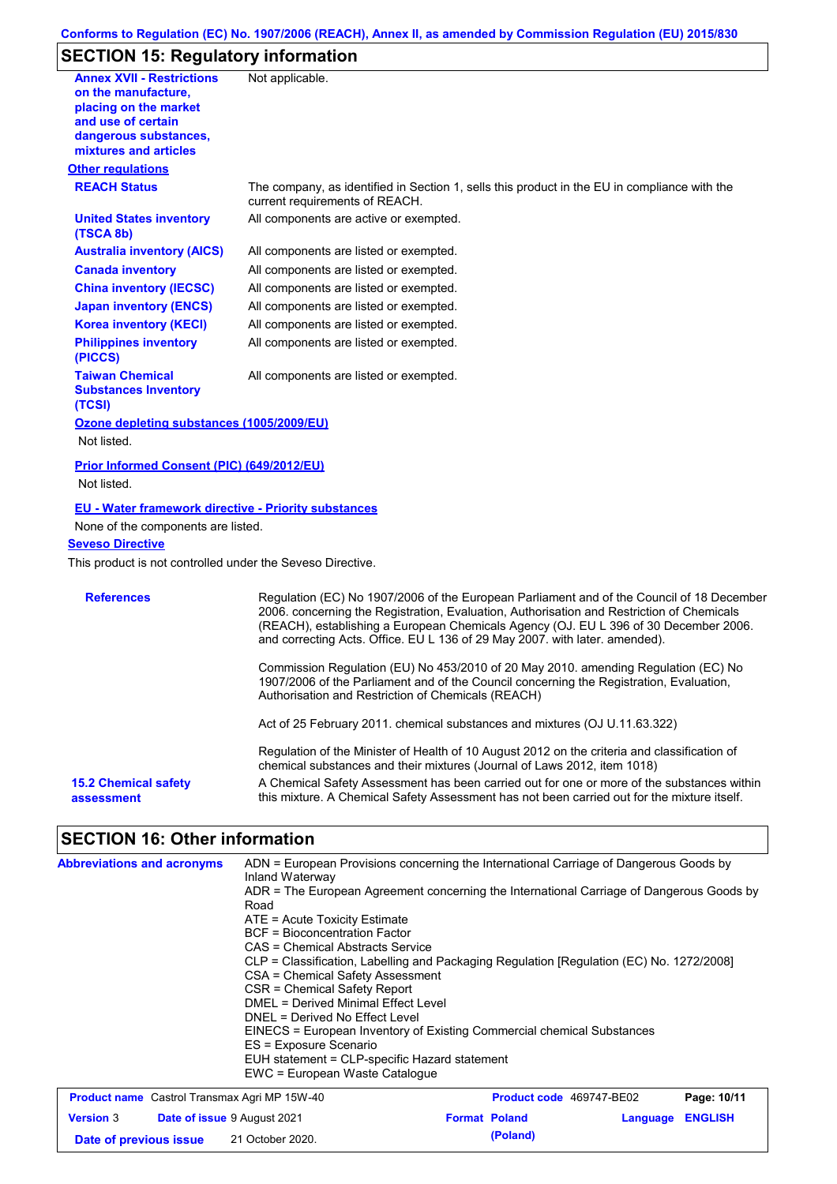## SECTION 15: Regulatory information

| | |
|---|---|
| **Annex XVII - Restrictions on the manufacture, placing on the market and use of certain dangerous substances, mixtures and articles** | Not applicable. |

**Other regulations**

| | |
|---|---|
| **REACH Status** | The company, as identified in Section 1, sells this product in the EU in compliance with the current requirements of REACH. |
| **United States inventory (TSCA 8b)** | All components are active or exempted. |
| **Australia inventory (AICS)** | All components are listed or exempted. |
| **Canada inventory** | All components are listed or exempted. |
| **China inventory (IECSC)** | All components are listed or exempted. |
| **Japan inventory (ENCS)** | All components are listed or exempted. |
| **Korea inventory (KECI)** | All components are listed or exempted. |
| **Philippines inventory (PICCS)** | All components are listed or exempted. |
| **Taiwan Chemical Substances Inventory (TCSI)** | All components are listed or exempted. |

**Ozone depleting substances (1005/2009/EU)**

Not listed.

**Prior Informed Consent (PIC) (649/2012/EU)**

Not listed.

**EU - Water framework directive - Priority substances**

None of the components are listed.

**Seveso Directive**

This product is not controlled under the Seveso Directive.

**References**

Regulation (EC) No 1907/2006 of the European Parliament and of the Council of 18 December 2006. concerning the Registration, Evaluation, Authorisation and Restriction of Chemicals (REACH), establishing a European Chemicals Agency (OJ. EU L 396 of 30 December 2006. and correcting Acts. Office. EU L 136 of 29 May 2007. with later. amended).

Commission Regulation (EU) No 453/2010 of 20 May 2010. amending Regulation (EC) No 1907/2006 of the Parliament and of the Council concerning the Registration, Evaluation, Authorisation and Restriction of Chemicals (REACH)

Act of 25 February 2011. chemical substances and mixtures (OJ U.11.63.322)

Regulation of the Minister of Health of 10 August 2012 on the criteria and classification of chemical substances and their mixtures (Journal of Laws 2012, item 1018)

**15.2 Chemical safety assessment**

A Chemical Safety Assessment has been carried out for one or more of the substances within this mixture. A Chemical Safety Assessment has not been carried out for the mixture itself.

## SECTION 16: Other information

**Abbreviations and acronyms**

ADN = European Provisions concerning the International Carriage of Dangerous Goods by Inland Waterway
ADR = The European Agreement concerning the International Carriage of Dangerous Goods by Road
ATE = Acute Toxicity Estimate
BCF = Bioconcentration Factor
CAS = Chemical Abstracts Service
CLP = Classification, Labelling and Packaging Regulation [Regulation (EC) No. 1272/2008]
CSA = Chemical Safety Assessment
CSR = Chemical Safety Report
DMEL = Derived Minimal Effect Level
DNEL = Derived No Effect Level
EINECS = European Inventory of Existing Commercial chemical Substances
ES = Exposure Scenario
EUH statement = CLP-specific Hazard statement
EWC = European Waste Catalogue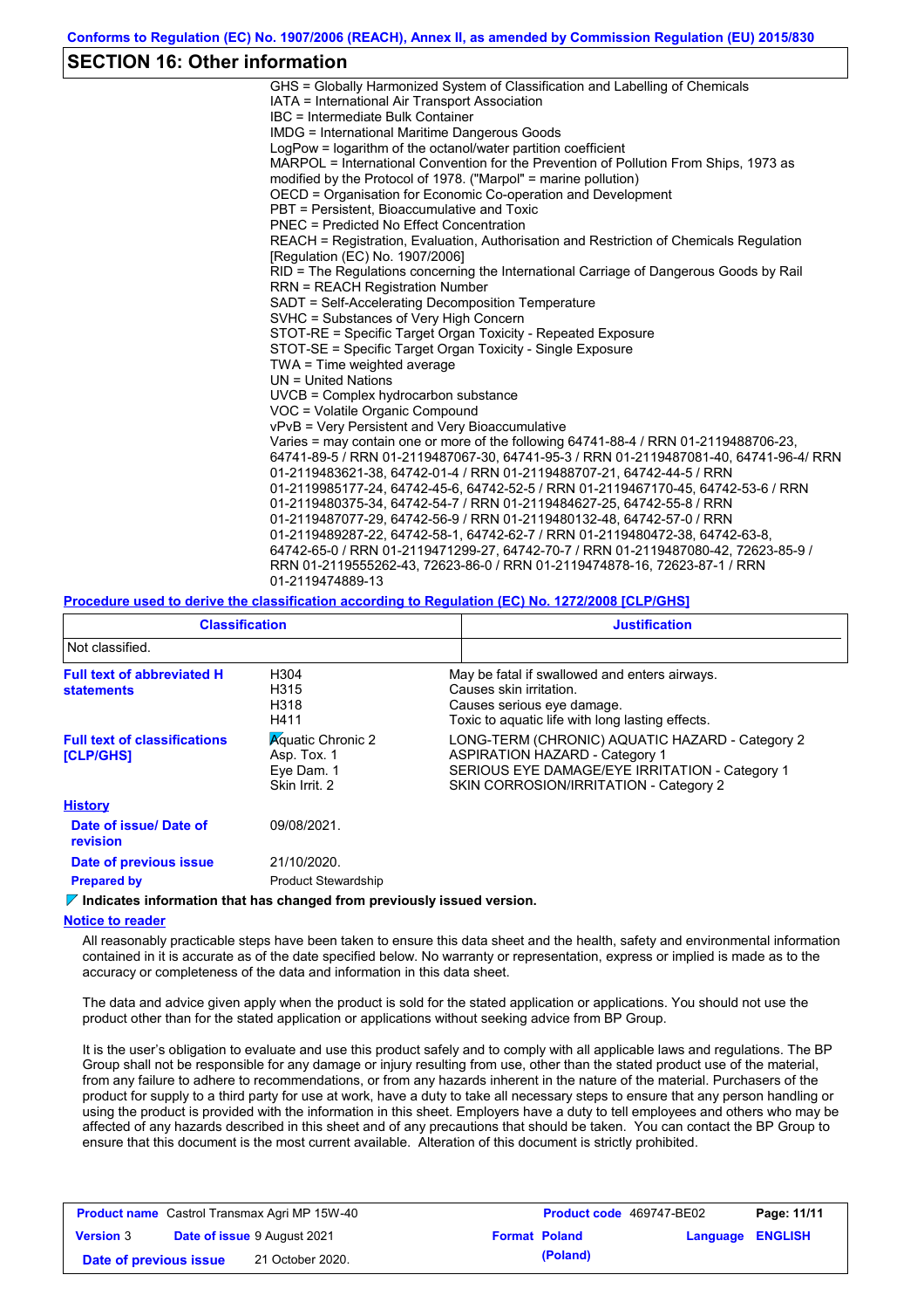## SECTION 16: Other information

GHS = Globally Harmonized System of Classification and Labelling of Chemicals
IATA = International Air Transport Association
IBC = Intermediate Bulk Container
IMDG = International Maritime Dangerous Goods
LogPow = logarithm of the octanol/water partition coefficient
MARPOL = International Convention for the Prevention of Pollution From Ships, 1973 as modified by the Protocol of 1978. ("Marpol" = marine pollution)
OECD = Organisation for Economic Co-operation and Development
PBT = Persistent, Bioaccumulative and Toxic
PNEC = Predicted No Effect Concentration
REACH = Registration, Evaluation, Authorisation and Restriction of Chemicals Regulation [Regulation (EC) No. 1907/2006]
RID = The Regulations concerning the International Carriage of Dangerous Goods by Rail
RRN = REACH Registration Number
SADT = Self-Accelerating Decomposition Temperature
SVHC = Substances of Very High Concern
STOT-RE = Specific Target Organ Toxicity - Repeated Exposure
STOT-SE = Specific Target Organ Toxicity - Single Exposure
TWA = Time weighted average
UN = United Nations
UVCB = Complex hydrocarbon substance
VOC = Volatile Organic Compound
vPvB = Very Persistent and Very Bioaccumulative
Varies = may contain one or more of the following 64741-88-4 / RRN 01-2119488706-23, 64741-89-5 / RRN 01-2119487067-30, 64741-95-3 / RRN 01-2119487081-40, 64741-96-4/ RRN 01-2119483621-38, 64742-01-4 / RRN 01-2119488707-21, 64742-44-5 / RRN 01-2119985177-24, 64742-45-6, 64742-52-5 / RRN 01-2119467170-45, 64742-53-6 / RRN 01-2119480375-34, 64742-54-7 / RRN 01-2119484627-25, 64742-55-8 / RRN 01-2119487077-29, 64742-56-9 / RRN 01-2119480132-48, 64742-57-0 / RRN 01-2119489287-22, 64742-58-1, 64742-62-7 / RRN 01-2119480472-38, 64742-63-8, 64742-65-0 / RRN 01-2119471299-27, 64742-70-7 / RRN 01-2119487080-42, 72623-85-9 / RRN 01-2119555262-43, 72623-86-0 / RRN 01-2119474878-16, 72623-87-1 / RRN 01-2119474889-13

**Procedure used to derive the classification according to Regulation (EC) No. 1272/2008 [CLP/GHS]**

| Classification | Justification |
|---|---|
| Not classified. | |

**Full text of abbreviated H statements**

| | |
|---|---|
| H304 | May be fatal if swallowed and enters airways. |
| H315 | Causes skin irritation. |
| H318 | Causes serious eye damage. |
| H411 | Toxic to aquatic life with long lasting effects. |

**Full text of classifications [CLP/GHS]**

| | |
|---|---|
| Aquatic Chronic 2 | LONG-TERM (CHRONIC) AQUATIC HAZARD - Category 2 |
| Asp. Tox. 1 | ASPIRATION HAZARD - Category 1 |
| Eye Dam. 1 | SERIOUS EYE DAMAGE/EYE IRRITATION - Category 1 |
| Skin Irrit. 2 | SKIN CORROSION/IRRITATION - Category 2 |

**History**

**Date of issue/ Date of revision** 09/08/2021.

**Date of previous issue** 21/10/2020.

**Prepared by** Product Stewardship

**Indicates information that has changed from previously issued version.**

**Notice to reader**

All reasonably practicable steps have been taken to ensure this data sheet and the health, safety and environmental information contained in it is accurate as of the date specified below. No warranty or representation, express or implied is made as to the accuracy or completeness of the data and information in this data sheet.

The data and advice given apply when the product is sold for the stated application or applications. You should not use the product other than for the stated application or applications without seeking advice from BP Group.

It is the user's obligation to evaluate and use this product safely and to comply with all applicable laws and regulations. The BP Group shall not be responsible for any damage or injury resulting from use, other than the stated product use of the material, from any failure to adhere to recommendations, or from any hazards inherent in the nature of the material. Purchasers of the product for supply to a third party for use at work, have a duty to take all necessary steps to ensure that any person handling or using the product is provided with the information in this sheet. Employers have a duty to tell employees and others who may be affected of any hazards described in this sheet and of any precautions that should be taken. You can contact the BP Group to ensure that this document is the most current available. Alteration of this document is strictly prohibited.